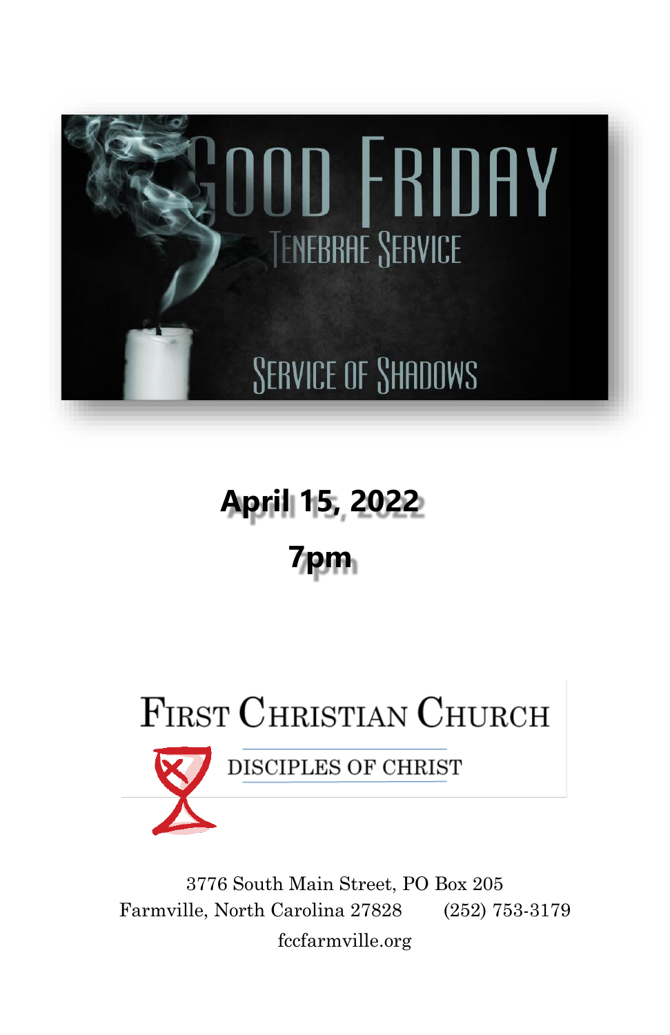# Good Friday

## Tenebrae Service

## Service of Shadows

**April 15, 2022**

**7pm**

First Christian Church

Disciples of Christ

3776 South Main Street, PO Box 205
Farmville, North Carolina 27828 (252) 753-3179
fccfarmville.org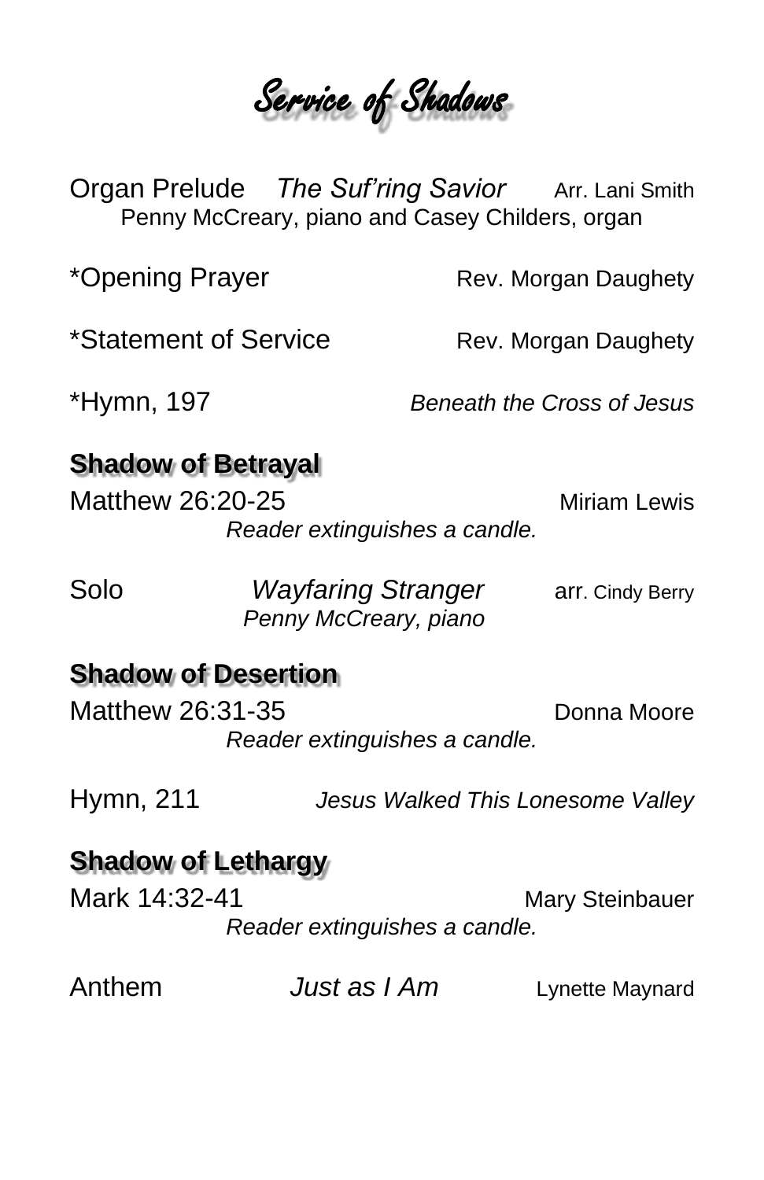# Service of Shadows

Organ Prelude *The Suf'ring Savior* Arr. Lani Smith
Penny McCreary, piano and Casey Childers, organ

*Opening Prayer Rev. Morgan Daughety

*Statement of Service Rev. Morgan Daughety

*Hymn, 197 *Beneath the Cross of Jesus*

## Shadow of Betrayal

Matthew 26:20-25 Miriam Lewis
*Reader extinguishes a candle.*

Solo *Wayfaring Stranger* arr. Cindy Berry
*Penny McCreary, piano*

## Shadow of Desertion

Matthew 26:31-35 Donna Moore
*Reader extinguishes a candle.*

Hymn, 211 *Jesus Walked This Lonesome Valley*

## Shadow of Lethargy

Mark 14:32-41 Mary Steinbauer
*Reader extinguishes a candle.*

Anthem *Just as I Am* Lynette Maynard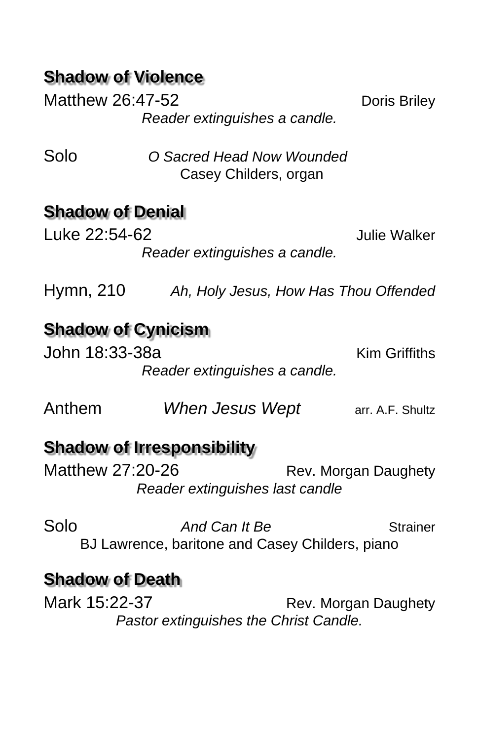## Shadow of Violence

Matthew 26:47-52 Doris Briley

*Reader extinguishes a candle.*

Solo *O Sacred Head Now Wounded*

Casey Childers, organ

## Shadow of Denial

Luke 22:54-62 Julie Walker

*Reader extinguishes a candle.*

Hymn, 210 *Ah, Holy Jesus, How Has Thou Offended*

## Shadow of Cynicism

John 18:33-38a Kim Griffiths

*Reader extinguishes a candle.*

Anthem *When Jesus Wept* arr. A.F. Shultz

## Shadow of Irresponsibility

Matthew 27:20-26 Rev. Morgan Daughety

*Reader extinguishes last candle*

Solo *And Can It Be* Strainer

BJ Lawrence, baritone and Casey Childers, piano

## Shadow of Death

Mark 15:22-37 Rev. Morgan Daughety

*Pastor extinguishes the Christ Candle.*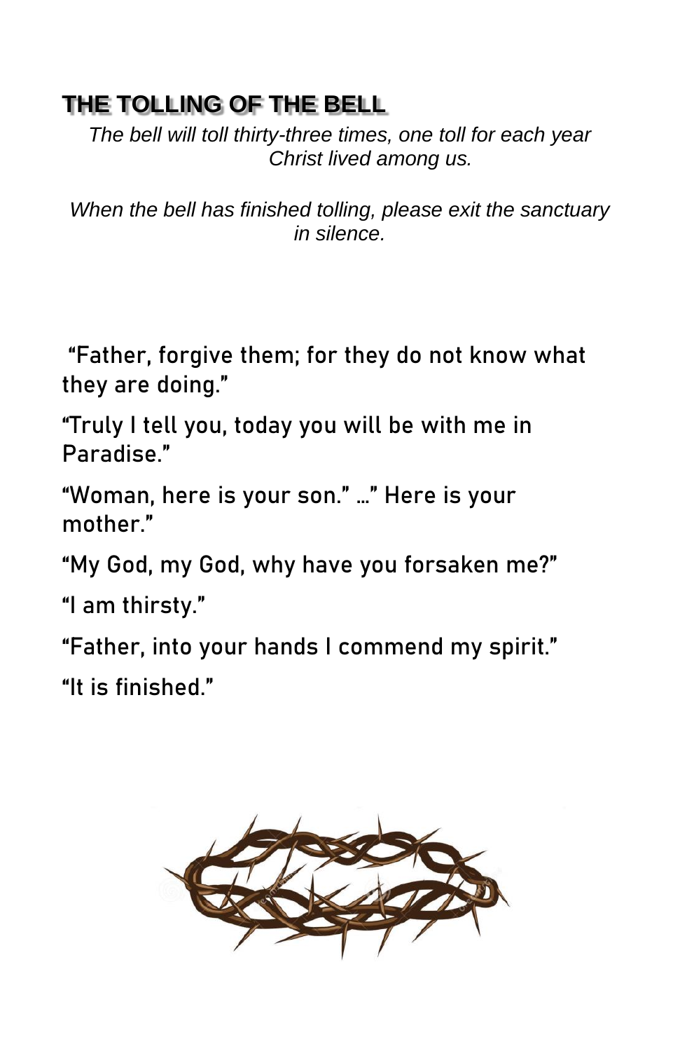## THE TOLLING OF THE BELL

*The bell will toll thirty-three times, one toll for each year Christ lived among us.*

*When the bell has finished tolling, please exit the sanctuary in silence.*

"Father, forgive them; for they do not know what they are doing."

"Truly I tell you, today you will be with me in Paradise."

"Woman, here is your son." …" Here is your mother."

"My God, my God, why have you forsaken me?"

"I am thirsty."

"Father, into your hands I commend my spirit."

"It is finished."